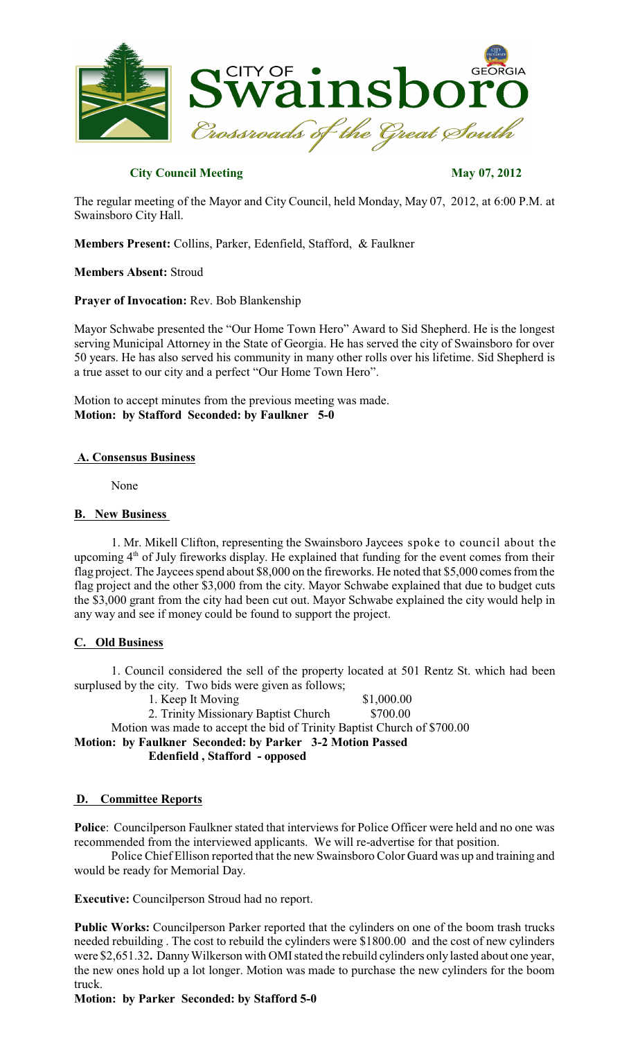**City Council Meeting May 07, 2012**

The regular meeting of the Mayor and City Council, held Monday, May 07, 2012, at 6:00 P.M. at Swainsboro City Hall.

**Members Present:** Collins, Parker, Edenfield, Stafford, & Faulkner

**Members Absent:** Stroud

**Prayer of Invocation:** Rev. Bob Blankenship

Mayor Schwabe presented the "Our Home Town Hero" Award to Sid Shepherd. He is the longest serving Municipal Attorney in the State of Georgia. He has served the city of Swainsboro for over 50 years. He has also served his community in many other rolls over his lifetime. Sid Shepherd is a true asset to our city and a perfect "Our Home Town Hero".

Motion to accept minutes from the previous meeting was made.
**Motion: by Stafford Seconded: by Faulkner 5-0**

## A. Consensus Business

None

## B. New Business

1. Mr. Mikell Clifton, representing the Swainsboro Jaycees spoke to council about the upcoming 4th of July fireworks display. He explained that funding for the event comes from their flag project. The Jaycees spend about $8,000 on the fireworks. He noted that $5,000 comes from the flag project and the other $3,000 from the city. Mayor Schwabe explained that due to budget cuts the $3,000 grant from the city had been cut out. Mayor Schwabe explained the city would help in any way and see if money could be found to support the project.

## C. Old Business

1. Council considered the sell of the property located at 501 Rentz St. which had been surplused by the city. Two bids were given as follows;

| | |
|---|---|
| 1. Keep It Moving | $1,000.00 |
| 2. Trinity Missionary Baptist Church | $700.00 |

Motion was made to accept the bid of Trinity Baptist Church of $700.00
**Motion: by Faulkner Seconded: by Parker 3-2 Motion Passed**
**Edenfield , Stafford - opposed**

## D. Committee Reports

**Police**: Councilperson Faulkner stated that interviews for Police Officer were held and no one was recommended from the interviewed applicants. We will re-advertise for that position.

Police Chief Ellison reported that the new Swainsboro Color Guard was up and training and would be ready for Memorial Day.

**Executive:** Councilperson Stroud had no report.

**Public Works:** Councilperson Parker reported that the cylinders on one of the boom trash trucks needed rebuilding . The cost to rebuild the cylinders were $1800.00 and the cost of new cylinders were $2,651.32**.** Danny Wilkerson with OMI stated the rebuild cylinders only lasted about one year, the new ones hold up a lot longer. Motion was made to purchase the new cylinders for the boom truck.

**Motion: by Parker Seconded: by Stafford 5-0**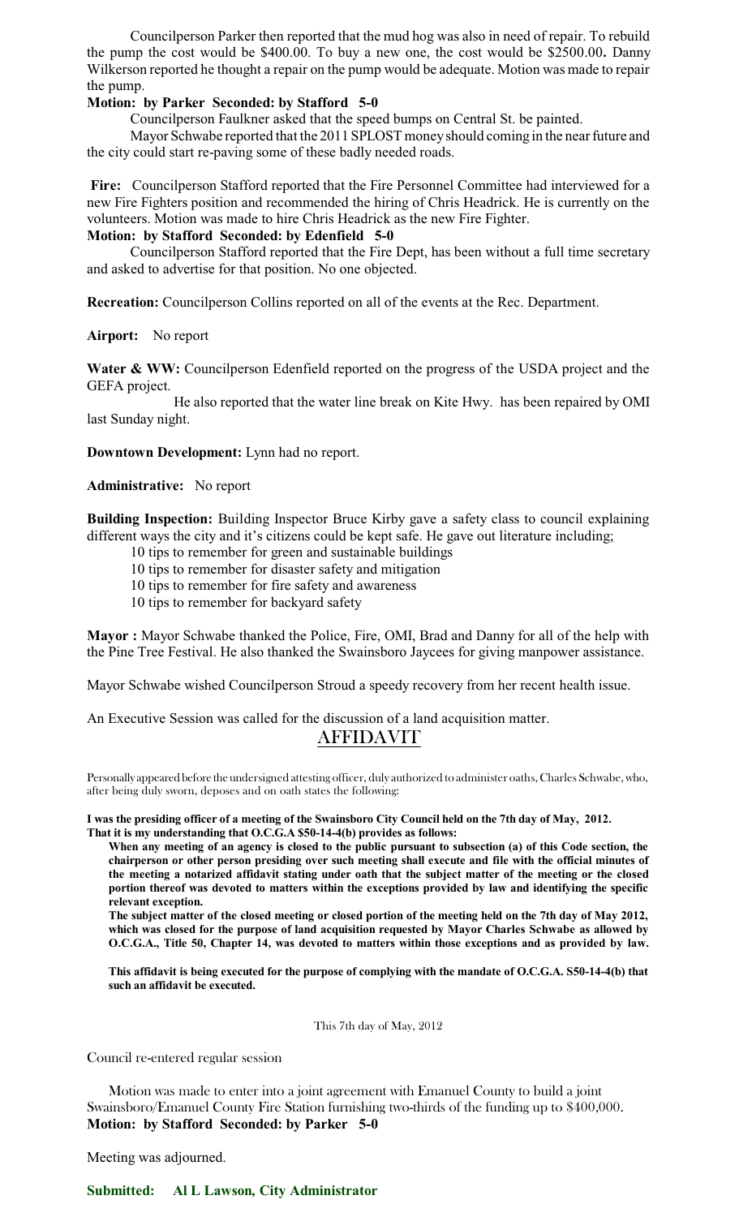Councilperson Parker then reported that the mud hog was also in need of repair. To rebuild the pump the cost would be $400.00. To buy a new one, the cost would be $2500.00**.** Danny Wilkerson reported he thought a repair on the pump would be adequate. Motion was made to repair the pump.

**Motion: by Parker Seconded: by Stafford 5-0**

Councilperson Faulkner asked that the speed bumps on Central St. be painted.

Mayor Schwabe reported that the 2011 SPLOST money should coming in the near future and the city could start re-paving some of these badly needed roads.

**Fire:** Councilperson Stafford reported that the Fire Personnel Committee had interviewed for a new Fire Fighters position and recommended the hiring of Chris Headrick. He is currently on the volunteers. Motion was made to hire Chris Headrick as the new Fire Fighter.

**Motion: by Stafford Seconded: by Edenfield 5-0**

Councilperson Stafford reported that the Fire Dept, has been without a full time secretary and asked to advertise for that position. No one objected.

**Recreation:** Councilperson Collins reported on all of the events at the Rec. Department.

**Airport:** No report

**Water & WW:** Councilperson Edenfield reported on the progress of the USDA project and the GEFA project.

He also reported that the water line break on Kite Hwy. has been repaired by OMI last Sunday night.

**Downtown Development:** Lynn had no report.

**Administrative:** No report

**Building Inspection:** Building Inspector Bruce Kirby gave a safety class to council explaining different ways the city and it's citizens could be kept safe. He gave out literature including;

10 tips to remember for green and sustainable buildings
10 tips to remember for disaster safety and mitigation
10 tips to remember for fire safety and awareness
10 tips to remember for backyard safety

**Mayor :** Mayor Schwabe thanked the Police, Fire, OMI, Brad and Danny for all of the help with the Pine Tree Festival. He also thanked the Swainsboro Jaycees for giving manpower assistance.

Mayor Schwabe wished Councilperson Stroud a speedy recovery from her recent health issue.

An Executive Session was called for the discussion of a land acquisition matter.

## AFFIDAVIT

Personally appeared before the undersigned attesting officer, duly authorized to administer oaths, Charles Schwabe, who, after being duly sworn, deposes and on oath states the following:

**I was the presiding officer of a meeting of the Swainsboro City Council held on the 7th day of May, 2012.**
**That it is my understanding that O.C.G.A $50-14-4(b) provides as follows:**

**When any meeting of an agency is closed to the public pursuant to subsection (a) of this Code section, the chairperson or other person presiding over such meeting shall execute and file with the official minutes of the meeting a notarized affidavit stating under oath that the subject matter of the meeting or the closed portion thereof was devoted to matters within the exceptions provided by law and identifying the specific relevant exception.**

**The subject matter of the closed meeting or closed portion of the meeting held on the 7th day of May 2012, which was closed for the purpose of land acquisition requested by Mayor Charles Schwabe as allowed by O.C.G.A., Title 50, Chapter 14, was devoted to matters within those exceptions and as provided by law.**

**This affidavit is being executed for the purpose of complying with the mandate of O.C.G.A. S50-14-4(b) that such an affidavit be executed.**

This 7th day of May, 2012

Council re-entered regular session

Motion was made to enter into a joint agreement with Emanuel County to build a joint Swainsboro/Emanuel County Fire Station furnishing two-thirds of the funding up to $400,000.

**Motion: by Stafford Seconded: by Parker 5-0**

Meeting was adjourned.

**Submitted: Al L Lawson, City Administrator**